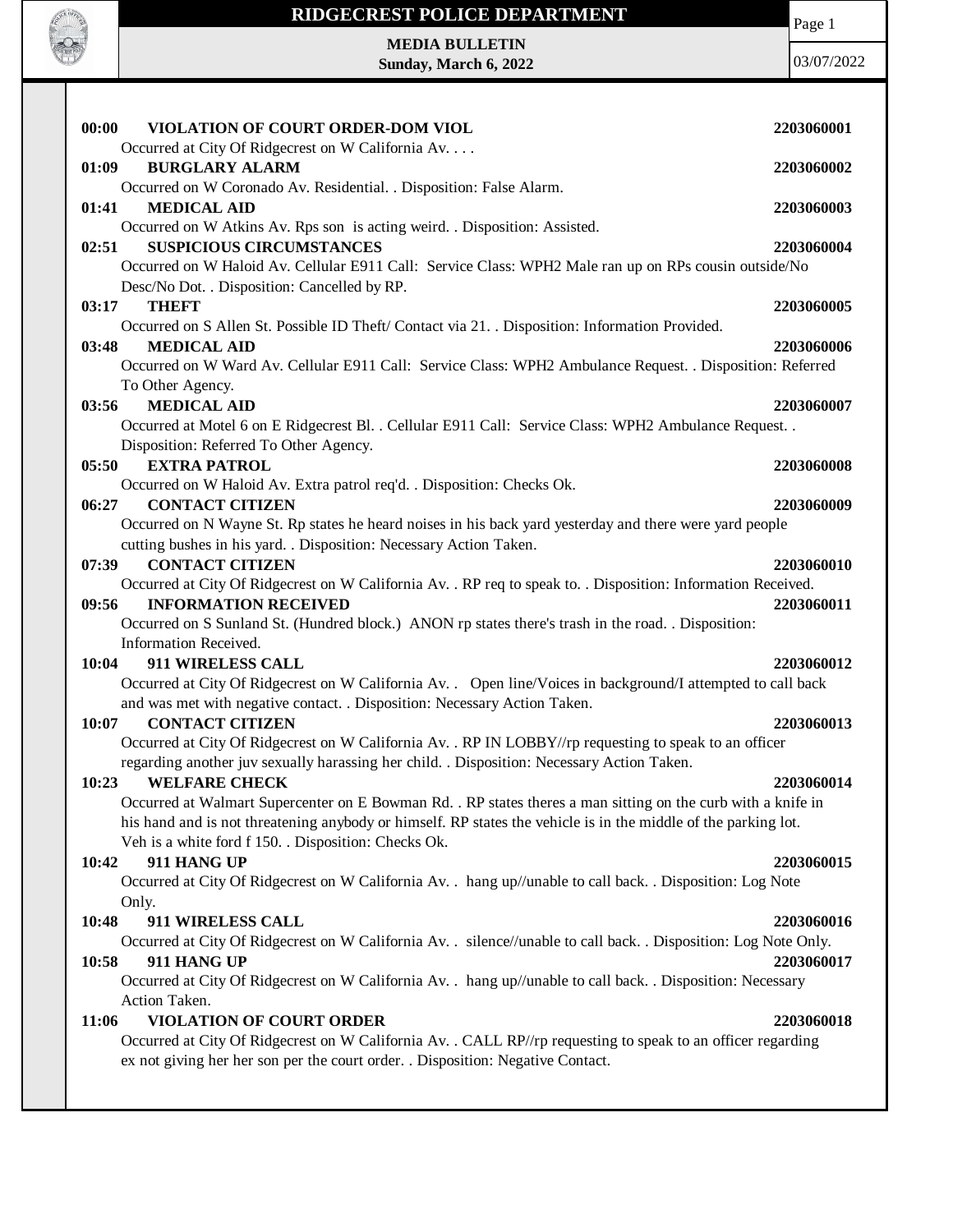# RIDGECREST POLICE DEPARTMENT

**MEDIA BULLETIN**
**Sunday, March 6, 2022**

03/07/2022

**00:00 VIOLATION OF COURT ORDER-DOM VIOL** **2203060001**
Occurred at City Of Ridgecrest on W California Av. . . .

**01:09 BURGLARY ALARM** **2203060002**
Occurred on W Coronado Av. Residential. . Disposition: False Alarm.

**01:41 MEDICAL AID** **2203060003**
Occurred on W Atkins Av. Rps son is acting weird. . Disposition: Assisted.

**02:51 SUSPICIOUS CIRCUMSTANCES** **2203060004**
Occurred on W Haloid Av. Cellular E911 Call: Service Class: WPH2 Male ran up on RPs cousin outside/No Desc/No Dot. . Disposition: Cancelled by RP.

**03:17 THEFT** **2203060005**
Occurred on S Allen St. Possible ID Theft/ Contact via 21. . Disposition: Information Provided.

**03:48 MEDICAL AID** **2203060006**
Occurred on W Ward Av. Cellular E911 Call: Service Class: WPH2 Ambulance Request. . Disposition: Referred To Other Agency.

**03:56 MEDICAL AID** **2203060007**
Occurred at Motel 6 on E Ridgecrest Bl. . Cellular E911 Call: Service Class: WPH2 Ambulance Request. . Disposition: Referred To Other Agency.

**05:50 EXTRA PATROL** **2203060008**
Occurred on W Haloid Av. Extra patrol req'd. . Disposition: Checks Ok.

**06:27 CONTACT CITIZEN** **2203060009**
Occurred on N Wayne St. Rp states he heard noises in his back yard yesterday and there were yard people cutting bushes in his yard. . Disposition: Necessary Action Taken.

**07:39 CONTACT CITIZEN** **2203060010**
Occurred at City Of Ridgecrest on W California Av. . RP req to speak to. . Disposition: Information Received.

**09:56 INFORMATION RECEIVED** **2203060011**
Occurred on S Sunland St. (Hundred block.) ANON rp states there's trash in the road. . Disposition: Information Received.

**10:04 911 WIRELESS CALL** **2203060012**
Occurred at City Of Ridgecrest on W California Av. . Open line/Voices in background/I attempted to call back and was met with negative contact. . Disposition: Necessary Action Taken.

**10:07 CONTACT CITIZEN** **2203060013**
Occurred at City Of Ridgecrest on W California Av. . RP IN LOBBY//rp requesting to speak to an officer regarding another juv sexually harassing her child. . Disposition: Necessary Action Taken.

**10:23 WELFARE CHECK** **2203060014**
Occurred at Walmart Supercenter on E Bowman Rd. . RP states theres a man sitting on the curb with a knife in his hand and is not threatening anybody or himself. RP states the vehicle is in the middle of the parking lot. Veh is a white ford f 150. . Disposition: Checks Ok.

**10:42 911 HANG UP** **2203060015**
Occurred at City Of Ridgecrest on W California Av. . hang up//unable to call back. . Disposition: Log Note Only.

**10:48 911 WIRELESS CALL** **2203060016**
Occurred at City Of Ridgecrest on W California Av. . silence//unable to call back. . Disposition: Log Note Only.

**10:58 911 HANG UP** **2203060017**
Occurred at City Of Ridgecrest on W California Av. . hang up//unable to call back. . Disposition: Necessary Action Taken.

**11:06 VIOLATION OF COURT ORDER** **2203060018**
Occurred at City Of Ridgecrest on W California Av. . CALL RP//rp requesting to speak to an officer regarding ex not giving her her son per the court order. . Disposition: Negative Contact.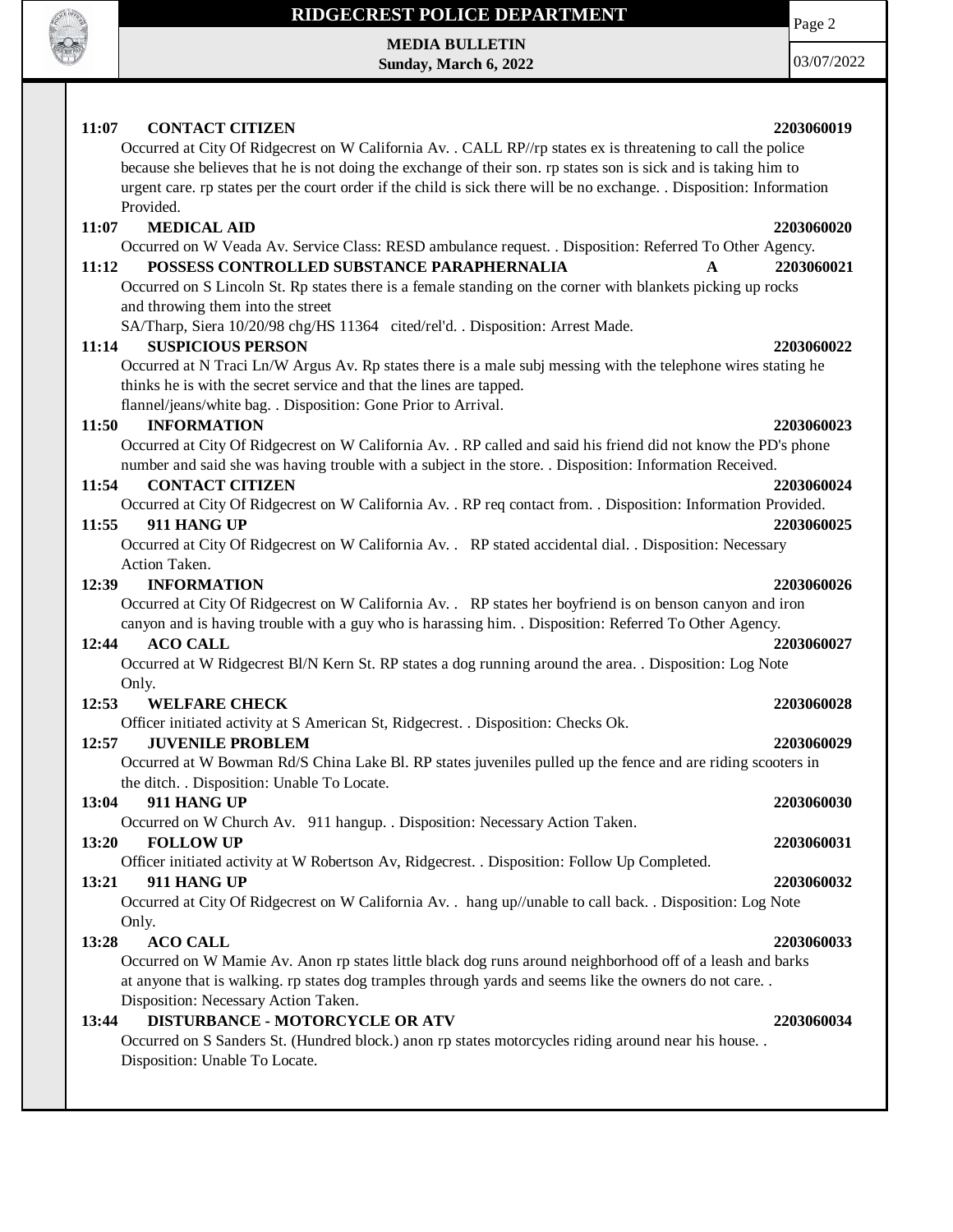**11:07 CONTACT CITIZEN** **2203060019**

Occurred at City Of Ridgecrest on W California Av. . CALL RP//rp states ex is threatening to call the police because she believes that he is not doing the exchange of their son. rp states son is sick and is taking him to urgent care. rp states per the court order if the child is sick there will be no exchange. . Disposition: Information Provided.

**11:07 MEDICAL AID** **2203060020**

Occurred on W Veada Av. Service Class: RESD ambulance request. . Disposition: Referred To Other Agency.

**11:12 POSSESS CONTROLLED SUBSTANCE PARAPHERNALIA** **A** **2203060021**

Occurred on S Lincoln St. Rp states there is a female standing on the corner with blankets picking up rocks and throwing them into the street

SA/Tharp, Siera 10/20/98 chg/HS 11364 cited/rel'd. . Disposition: Arrest Made.

**11:14 SUSPICIOUS PERSON** **2203060022**

Occurred at N Traci Ln/W Argus Av. Rp states there is a male subj messing with the telephone wires stating he thinks he is with the secret service and that the lines are tapped.

flannel/jeans/white bag. . Disposition: Gone Prior to Arrival.

**11:50 INFORMATION** **2203060023**

Occurred at City Of Ridgecrest on W California Av. . RP called and said his friend did not know the PD's phone number and said she was having trouble with a subject in the store. . Disposition: Information Received.

**11:54 CONTACT CITIZEN** **2203060024**

Occurred at City Of Ridgecrest on W California Av. . RP req contact from. . Disposition: Information Provided.

**11:55 911 HANG UP** **2203060025**

Occurred at City Of Ridgecrest on W California Av. . RP stated accidental dial. . Disposition: Necessary Action Taken.

**12:39 INFORMATION** **2203060026**

Occurred at City Of Ridgecrest on W California Av. . RP states her boyfriend is on benson canyon and iron canyon and is having trouble with a guy who is harassing him. . Disposition: Referred To Other Agency.

**12:44 ACO CALL** **2203060027**

Occurred at W Ridgecrest Bl/N Kern St. RP states a dog running around the area. . Disposition: Log Note Only.

**12:53 WELFARE CHECK** **2203060028**

Officer initiated activity at S American St, Ridgecrest. . Disposition: Checks Ok.

**12:57 JUVENILE PROBLEM** **2203060029**

Occurred at W Bowman Rd/S China Lake Bl. RP states juveniles pulled up the fence and are riding scooters in the ditch. . Disposition: Unable To Locate.

**13:04 911 HANG UP** **2203060030**

Occurred on W Church Av. 911 hangup. . Disposition: Necessary Action Taken.

**13:20 FOLLOW UP** **2203060031**

Officer initiated activity at W Robertson Av, Ridgecrest. . Disposition: Follow Up Completed.

**13:21 911 HANG UP** **2203060032**

Occurred at City Of Ridgecrest on W California Av. . hang up//unable to call back. . Disposition: Log Note Only.

**13:28 ACO CALL** **2203060033**

Occurred on W Mamie Av. Anon rp states little black dog runs around neighborhood off of a leash and barks at anyone that is walking. rp states dog tramples through yards and seems like the owners do not care. . Disposition: Necessary Action Taken.

**13:44 DISTURBANCE - MOTORCYCLE OR ATV** **2203060034**

Occurred on S Sanders St. (Hundred block.) anon rp states motorcycles riding around near his house. . Disposition: Unable To Locate.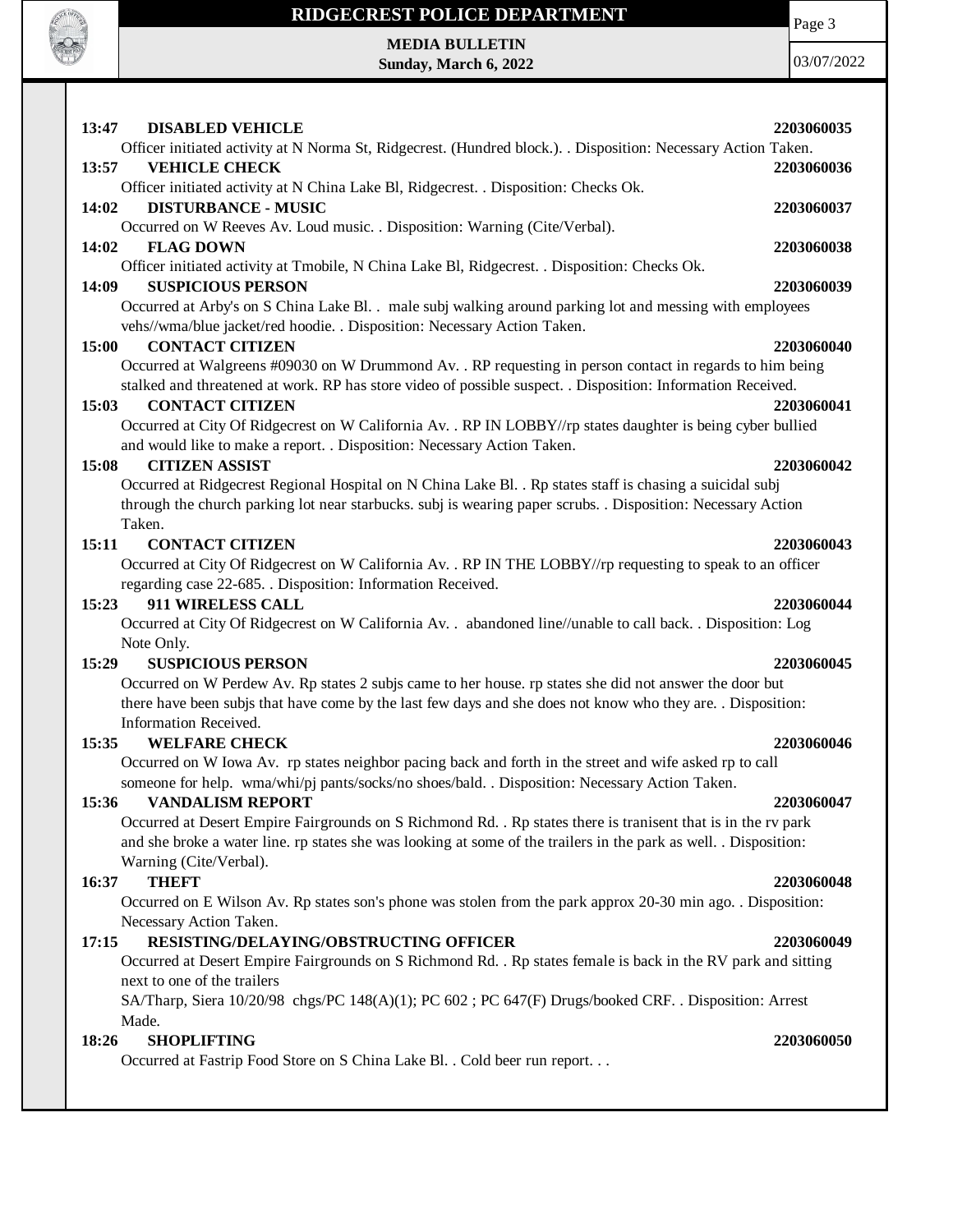**13:47 DISABLED VEHICLE 2203060035**

Officer initiated activity at N Norma St, Ridgecrest. (Hundred block.). . Disposition: Necessary Action Taken.

**13:57 VEHICLE CHECK 2203060036**

Officer initiated activity at N China Lake Bl, Ridgecrest. . Disposition: Checks Ok.

**14:02 DISTURBANCE - MUSIC 2203060037**

Occurred on W Reeves Av. Loud music. . Disposition: Warning (Cite/Verbal).

**14:02 FLAG DOWN 2203060038**

Officer initiated activity at Tmobile, N China Lake Bl, Ridgecrest. . Disposition: Checks Ok.

**14:09 SUSPICIOUS PERSON 2203060039**

Occurred at Arby's on S China Lake Bl. . male subj walking around parking lot and messing with employees vehs//wma/blue jacket/red hoodie. . Disposition: Necessary Action Taken.

**15:00 CONTACT CITIZEN 2203060040**

Occurred at Walgreens #09030 on W Drummond Av. . RP requesting in person contact in regards to him being stalked and threatened at work. RP has store video of possible suspect. . Disposition: Information Received.

**15:03 CONTACT CITIZEN 2203060041**

Occurred at City Of Ridgecrest on W California Av. . RP IN LOBBY//rp states daughter is being cyber bullied and would like to make a report. . Disposition: Necessary Action Taken.

**15:08 CITIZEN ASSIST 2203060042**

Occurred at Ridgecrest Regional Hospital on N China Lake Bl. . Rp states staff is chasing a suicidal subj through the church parking lot near starbucks. subj is wearing paper scrubs. . Disposition: Necessary Action Taken.

**15:11 CONTACT CITIZEN 2203060043**

Occurred at City Of Ridgecrest on W California Av. . RP IN THE LOBBY//rp requesting to speak to an officer regarding case 22-685. . Disposition: Information Received.

**15:23 911 WIRELESS CALL 2203060044**

Occurred at City Of Ridgecrest on W California Av. . abandoned line//unable to call back. . Disposition: Log Note Only.

**15:29 SUSPICIOUS PERSON 2203060045**

Occurred on W Perdew Av. Rp states 2 subjs came to her house. rp states she did not answer the door but there have been subjs that have come by the last few days and she does not know who they are. . Disposition: Information Received.

**15:35 WELFARE CHECK 2203060046**

Occurred on W Iowa Av. rp states neighbor pacing back and forth in the street and wife asked rp to call someone for help. wma/whi/pj pants/socks/no shoes/bald. . Disposition: Necessary Action Taken.

**15:36 VANDALISM REPORT 2203060047**

Occurred at Desert Empire Fairgrounds on S Richmond Rd. . Rp states there is tranisent that is in the rv park and she broke a water line. rp states she was looking at some of the trailers in the park as well. . Disposition: Warning (Cite/Verbal).

**16:37 THEFT 2203060048**

Occurred on E Wilson Av. Rp states son's phone was stolen from the park approx 20-30 min ago. . Disposition: Necessary Action Taken.

**17:15 RESISTING/DELAYING/OBSTRUCTING OFFICER 2203060049**

Occurred at Desert Empire Fairgrounds on S Richmond Rd. . Rp states female is back in the RV park and sitting next to one of the trailers

SA/Tharp, Siera 10/20/98 chgs/PC 148(A)(1); PC 602 ; PC 647(F) Drugs/booked CRF. . Disposition: Arrest Made.

**18:26 SHOPLIFTING 2203060050**

Occurred at Fastrip Food Store on S China Lake Bl. . Cold beer run report. . .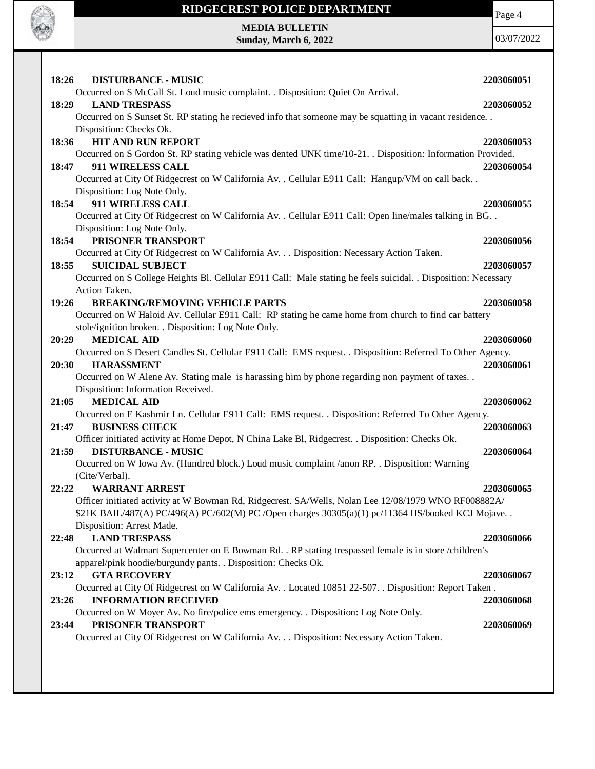**18:26 DISTURBANCE - MUSIC** **2203060051**

Occurred on S McCall St. Loud music complaint. . Disposition: Quiet On Arrival.

**18:29 LAND TRESPASS** **2203060052**

Occurred on S Sunset St. RP stating he recieved info that someone may be squatting in vacant residence. . Disposition: Checks Ok.

**18:36 HIT AND RUN REPORT** **2203060053**

Occurred on S Gordon St. RP stating vehicle was dented UNK time/10-21. . Disposition: Information Provided.

**18:47 911 WIRELESS CALL** **2203060054**

Occurred at City Of Ridgecrest on W California Av. . Cellular E911 Call: Hangup/VM on call back. . Disposition: Log Note Only.

**18:54 911 WIRELESS CALL** **2203060055**

Occurred at City Of Ridgecrest on W California Av. . Cellular E911 Call: Open line/males talking in BG. . Disposition: Log Note Only.

**18:54 PRISONER TRANSPORT** **2203060056**

Occurred at City Of Ridgecrest on W California Av. . . Disposition: Necessary Action Taken.

**18:55 SUICIDAL SUBJECT** **2203060057**

Occurred on S College Heights Bl. Cellular E911 Call: Male stating he feels suicidal. . Disposition: Necessary Action Taken.

**19:26 BREAKING/REMOVING VEHICLE PARTS** **2203060058**

Occurred on W Haloid Av. Cellular E911 Call: RP stating he came home from church to find car battery stole/ignition broken. . Disposition: Log Note Only.

**20:29 MEDICAL AID** **2203060060**

Occurred on S Desert Candles St. Cellular E911 Call: EMS request. . Disposition: Referred To Other Agency.

**20:30 HARASSMENT** **2203060061**

Occurred on W Alene Av. Stating male is harassing him by phone regarding non payment of taxes. . Disposition: Information Received.

**21:05 MEDICAL AID** **2203060062**

Occurred on E Kashmir Ln. Cellular E911 Call: EMS request. . Disposition: Referred To Other Agency.

**21:47 BUSINESS CHECK** **2203060063**

Officer initiated activity at Home Depot, N China Lake Bl, Ridgecrest. . Disposition: Checks Ok.

**21:59 DISTURBANCE - MUSIC** **2203060064**

Occurred on W Iowa Av. (Hundred block.) Loud music complaint /anon RP. . Disposition: Warning (Cite/Verbal).

**22:22 WARRANT ARREST** **2203060065**

Officer initiated activity at W Bowman Rd, Ridgecrest. SA/Wells, Nolan Lee 12/08/1979 WNO RF008882A/ $21K BAIL/487(A) PC/496(A) PC/602(M) PC /Open charges 30305(a)(1) pc/11364 HS/booked KCJ Mojave. . Disposition: Arrest Made.

**22:48 LAND TRESPASS** **2203060066**

Occurred at Walmart Supercenter on E Bowman Rd. . RP stating trespassed female is in store /children's apparel/pink hoodie/burgundy pants. . Disposition: Checks Ok.

**23:12 GTA RECOVERY** **2203060067**

Occurred at City Of Ridgecrest on W California Av. . Located 10851 22-507. . Disposition: Report Taken .

**23:26 INFORMATION RECEIVED** **2203060068**

Occurred on W Moyer Av. No fire/police ems emergency. . Disposition: Log Note Only.

**23:44 PRISONER TRANSPORT** **2203060069**

Occurred at City Of Ridgecrest on W California Av. . . Disposition: Necessary Action Taken.